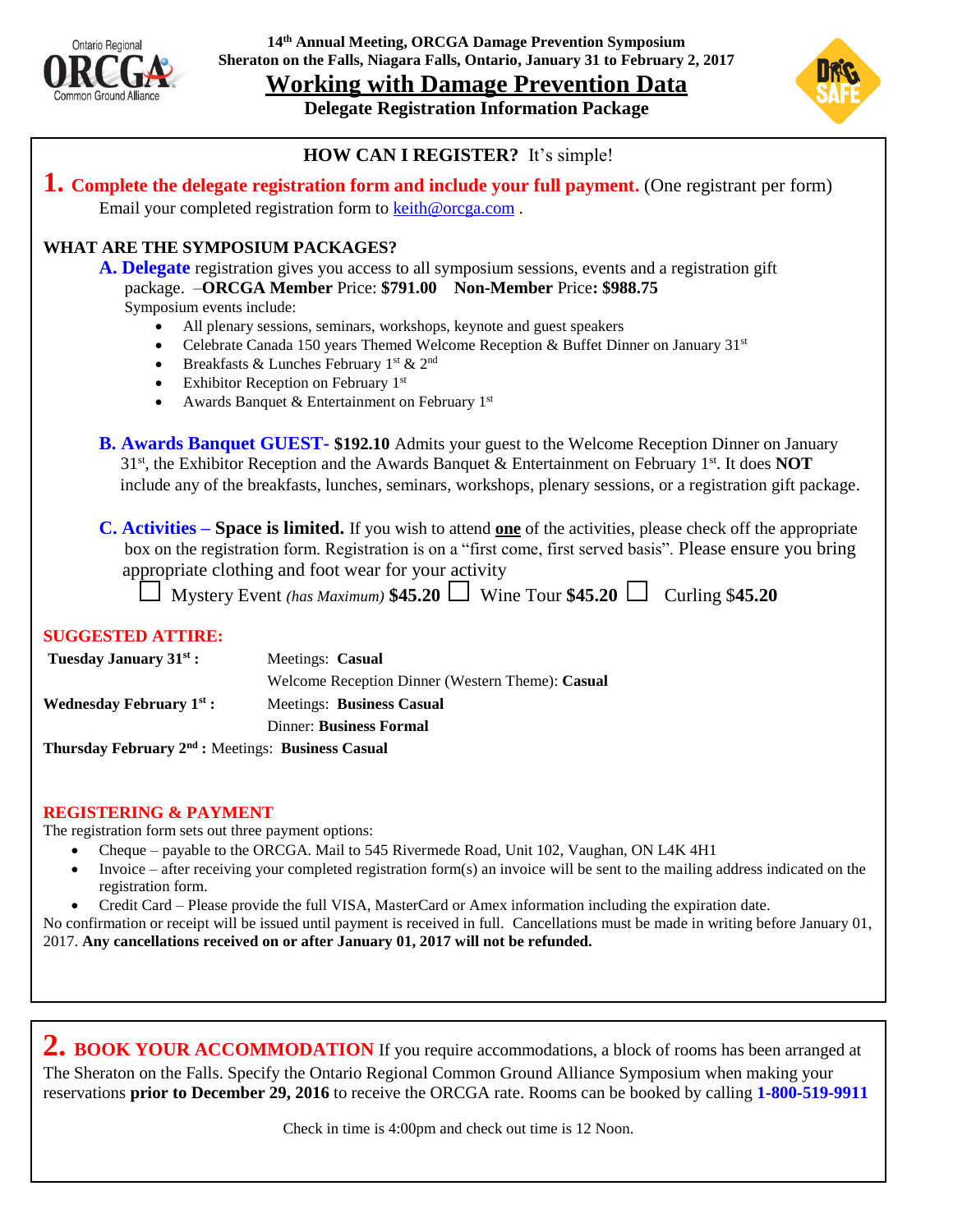14th Annual Meeting, ORCGA Damage Prevention Symposium
Sheraton on the Falls, Niagara Falls, Ontario, January 31 to February 2, 2017

# Working with Damage Prevention Data

**Delegate Registration Information Package**

## HOW CAN I REGISTER? It's simple!

**1. Complete the delegate registration form and include your full payment.** (One registrant per form)
Email your completed registration form to keith@orcga.com .

### WHAT ARE THE SYMPOSIUM PACKAGES?

**A. Delegate** registration gives you access to all symposium sessions, events and a registration gift package. –**ORCGA Member** Price: **$791.00** **Non-Member** Price**: $988.75**

Symposium events include:

- All plenary sessions, seminars, workshops, keynote and guest speakers
- Celebrate Canada 150 years Themed Welcome Reception & Buffet Dinner on January 31st
- Breakfasts & Lunches February 1st & 2nd
- Exhibitor Reception on February 1st
- Awards Banquet & Entertainment on February 1st

**B. Awards Banquet GUEST- $192.10** Admits your guest to the Welcome Reception Dinner on January 31st, the Exhibitor Reception and the Awards Banquet & Entertainment on February 1st. It does **NOT** include any of the breakfasts, lunches, seminars, workshops, plenary sessions, or a registration gift package.

**C. Activities – Space is limited.** If you wish to attend **one** of the activities, please check off the appropriate box on the registration form. Registration is on a "first come, first served basis". Please ensure you bring appropriate clothing and foot wear for your activity

☐ Mystery Event *(has Maximum)* **$45.20** ☐ Wine Tour **$45.20** ☐ Curling $**45.20**

### SUGGESTED ATTIRE:

| | |
|---|---|
| **Tuesday January 31st :** | Meetings: **Casual** |
| | Welcome Reception Dinner (Western Theme): **Casual** |
| **Wednesday February 1st :** | Meetings: **Business Casual** |
| | Dinner: **Business Formal** |
| **Thursday February 2nd :** | Meetings: **Business Casual** |

### REGISTERING & PAYMENT

The registration form sets out three payment options:

- Cheque – payable to the ORCGA. Mail to 545 Rivermede Road, Unit 102, Vaughan, ON L4K 4H1
- Invoice – after receiving your completed registration form(s) an invoice will be sent to the mailing address indicated on the registration form.
- Credit Card – Please provide the full VISA, MasterCard or Amex information including the expiration date.

No confirmation or receipt will be issued until payment is received in full. Cancellations must be made in writing before January 01, 2017. **Any cancellations received on or after January 01, 2017 will not be refunded.**

**2. BOOK YOUR ACCOMMODATION** If you require accommodations, a block of rooms has been arranged at The Sheraton on the Falls. Specify the Ontario Regional Common Ground Alliance Symposium when making your reservations **prior to December 29, 2016** to receive the ORCGA rate. Rooms can be booked by calling **1-800-519-9911**

Check in time is 4:00pm and check out time is 12 Noon.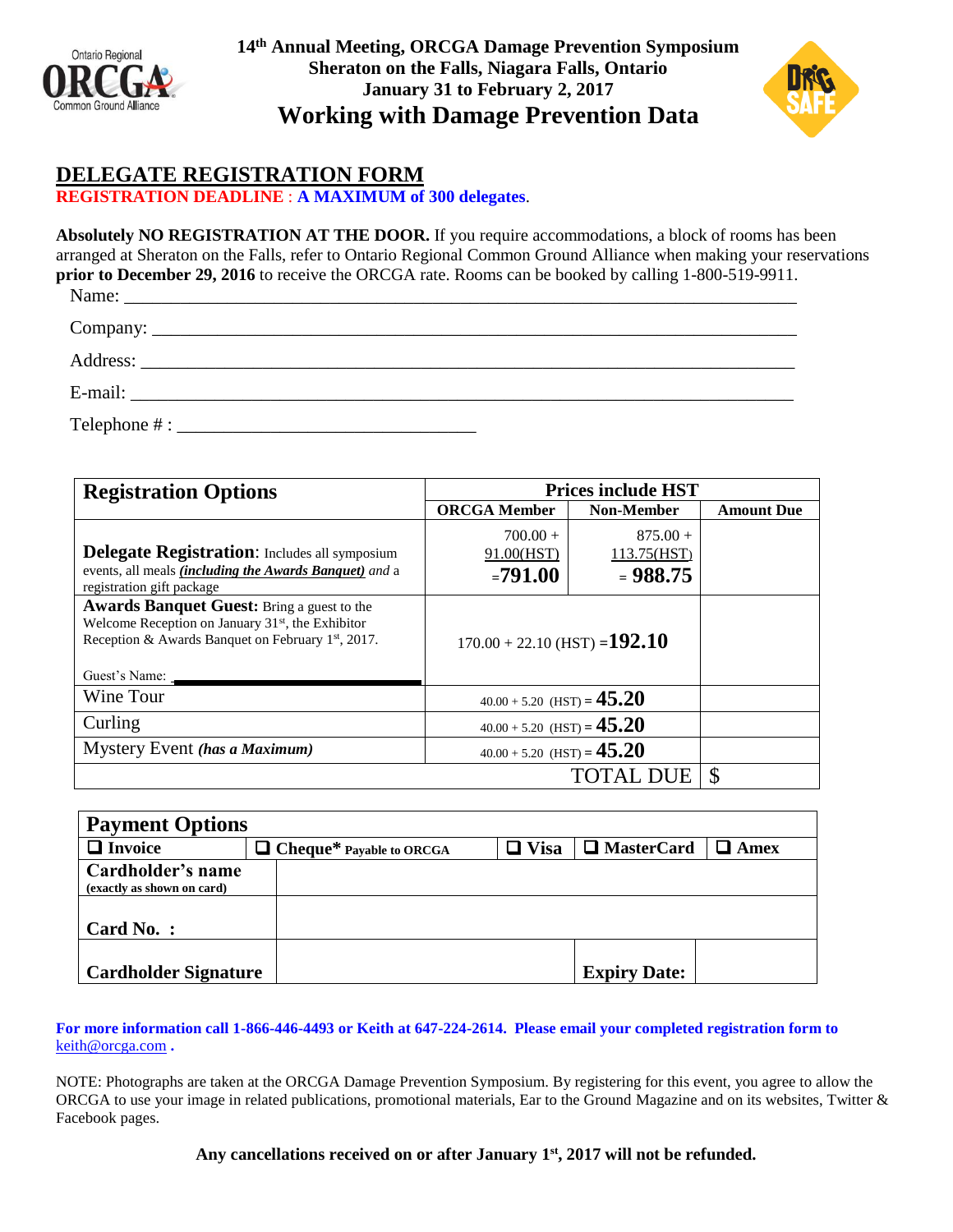**14th Annual Meeting, ORCGA Damage Prevention Symposium**
**Sheraton on the Falls, Niagara Falls, Ontario**
**January 31 to February 2, 2017**

## Working with Damage Prevention Data

# DELEGATE REGISTRATION FORM

**REGISTRATION DEADLINE : A MAXIMUM of 300 delegates.**

**Absolutely NO REGISTRATION AT THE DOOR.** If you require accommodations, a block of rooms has been arranged at Sheraton on the Falls, refer to Ontario Regional Common Ground Alliance when making your reservations **prior to December 29, 2016** to receive the ORCGA rate. Rooms can be booked by calling 1-800-519-9911.

Name: ____________________________________________________________

Company: __________________________________________________________

Address: ___________________________________________________________

E-mail: ____________________________________________________________

Telephone # : ________________________________

| Registration Options | Prices include HST | | |
|---|---|---|---|
| | ORCGA Member | Non-Member | Amount Due |
| **Delegate Registration**: Includes all symposium events, all meals ***(including the Awards Banquet)*** *and* a registration gift package | 700.00 + 91.00(HST) =**791.00** | 875.00 + 113.75(HST) = **988.75** | |
| **Awards Banquet Guest:** Bring a guest to the Welcome Reception on January 31st, the Exhibitor Reception & Awards Banquet on February 1st, 2017. Guest's Name: ____ | 170.00 + 22.10 (HST) =**192.10** | | |
| Wine Tour | 40.00 + 5.20 (HST) = **45.20** | | |
| Curling | 40.00 + 5.20 (HST) = **45.20** | | |
| Mystery Event ***(has a Maximum)*** | 40.00 + 5.20 (HST) = **45.20** | | |
| | | TOTAL DUE | $ |

| Payment Options | | | | |
|---|---|---|---|---|
| ❑ **Invoice** | ❑ **Cheque\*** **Payable to ORCGA** | ❑ **Visa** | ❑ **MasterCard** | ❑ **Amex** |
| **Cardholder's name** **(exactly as shown on card)** | | | | |
| **Card No. :** | | | | |
| **Cardholder Signature** | | | **Expiry Date:** | |

**For more information call 1-866-446-4493 or Keith at 647-224-2614. Please email your completed registration form to** keith@orcga.com **.**

NOTE: Photographs are taken at the ORCGA Damage Prevention Symposium. By registering for this event, you agree to allow the ORCGA to use your image in related publications, promotional materials, Ear to the Ground Magazine and on its websites, Twitter & Facebook pages.

**Any cancellations received on or after January 1st, 2017 will not be refunded.**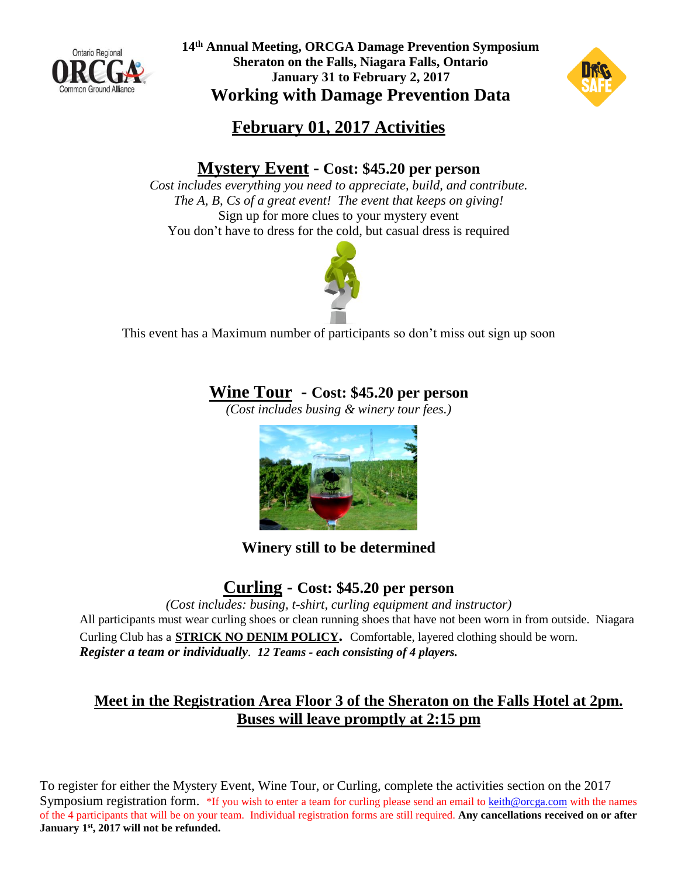Ontario Regional ORCGA Common Ground Alliance

**14th Annual Meeting, ORCGA Damage Prevention Symposium**
**Sheraton on the Falls, Niagara Falls, Ontario**
**January 31 to February 2, 2017**

# Working with Damage Prevention Data

## February 01, 2017 Activities

## Mystery Event - Cost: $45.20 per person

*Cost includes everything you need to appreciate, build, and contribute.*
*The A, B, Cs of a great event! The event that keeps on giving!*
Sign up for more clues to your mystery event
You don't have to dress for the cold, but casual dress is required

This event has a Maximum number of participants so don't miss out sign up soon

## Wine Tour - Cost: $45.20 per person

*(Cost includes busing & winery tour fees.)*

**Winery still to be determined**

## Curling - Cost: $45.20 per person

*(Cost includes: busing, t-shirt, curling equipment and instructor)*

All participants must wear curling shoes or clean running shoes that have not been worn in from outside. Niagara Curling Club has a **STRICK NO DENIM POLICY.** Comfortable, layered clothing should be worn.
***Register a team or individually**. 12 Teams - each consisting of 4 players.*

**Meet in the Registration Area Floor 3 of the Sheraton on the Falls Hotel at 2pm.**
**Buses will leave promptly at 2:15 pm**

To register for either the Mystery Event, Wine Tour, or Curling, complete the activities section on the 2017 Symposium registration form. *If you wish to enter a team for curling please send an email to keith@orcga.com with the names of the 4 participants that will be on your team. Individual registration forms are still required. **Any cancellations received on or after January 1st, 2017 will not be refunded.**